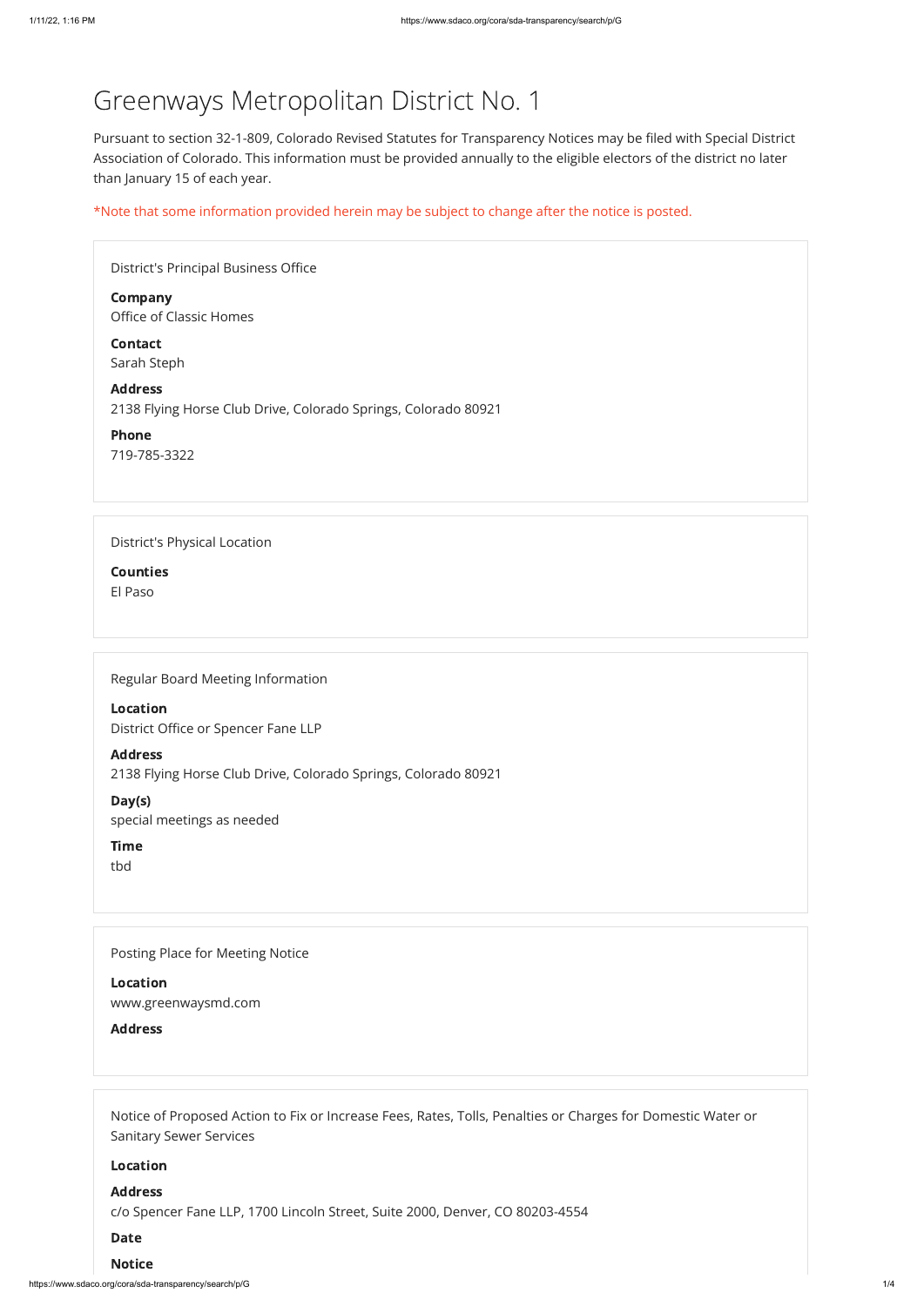# Greenways Metropolitan District No. 1

Pursuant to section 32-1-809, Colorado Revised Statutes for Transparency Notices may be filed with Special District Association of Colorado. This information must be provided annually to the eligible electors of the district no later than January 15 of each year.

*Note that some information provided herein may be subject to change after the notice is posted.

District's Principal Business Office

**Company**
Office of Classic Homes

**Contact**
Sarah Steph

**Address**
2138 Flying Horse Club Drive, Colorado Springs, Colorado 80921

**Phone**
719-785-3322

District's Physical Location

**Counties**
El Paso

Regular Board Meeting Information

**Location**
District Office or Spencer Fane LLP

**Address**
2138 Flying Horse Club Drive, Colorado Springs, Colorado 80921

**Day(s)**
special meetings as needed

**Time**
tbd

Posting Place for Meeting Notice

**Location**
www.greenwaysmd.com

**Address**

Notice of Proposed Action to Fix or Increase Fees, Rates, Tolls, Penalties or Charges for Domestic Water or Sanitary Sewer Services

**Location**

**Address**
c/o Spencer Fane LLP, 1700 Lincoln Street, Suite 2000, Denver, CO 80203-4554

**Date**

**Notice**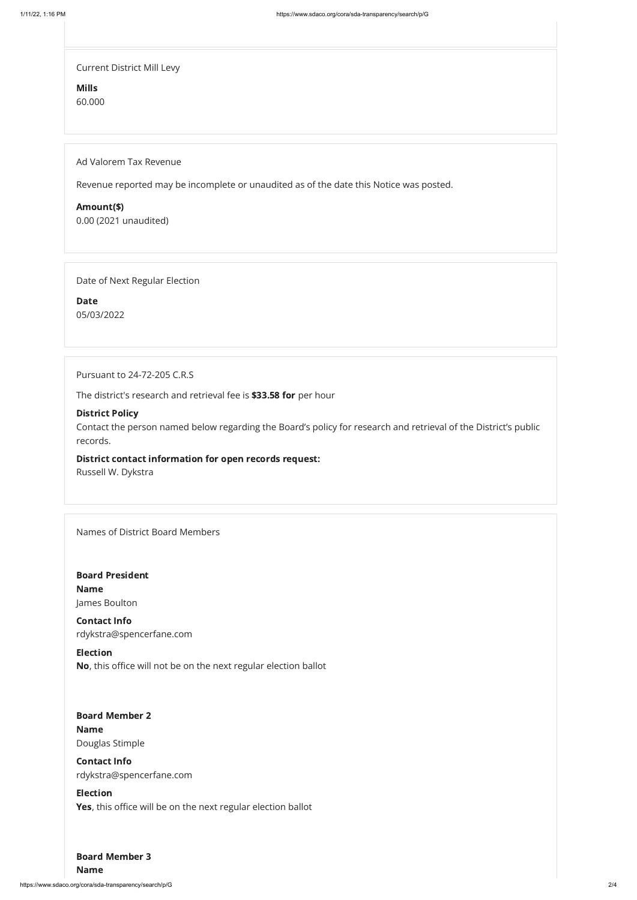Current District Mill Levy

**Mills**
60.000

Ad Valorem Tax Revenue

Revenue reported may be incomplete or unaudited as of the date this Notice was posted.

**Amount($)**
0.00 (2021 unaudited)

Date of Next Regular Election

**Date**
05/03/2022

Pursuant to 24-72-205 C.R.S

The district's research and retrieval fee is **$33.58 for** per hour

**District Policy**
Contact the person named below regarding the Board's policy for research and retrieval of the District's public records.

**District contact information for open records request:**
Russell W. Dykstra

Names of District Board Members

**Board President**
**Name**
James Boulton

**Contact Info**
rdykstra@spencerfane.com

**Election**
**No**, this office will not be on the next regular election ballot

**Board Member 2**
**Name**
Douglas Stimple

**Contact Info**
rdykstra@spencerfane.com

**Election**
**Yes**, this office will be on the next regular election ballot

**Board Member 3**
**Name**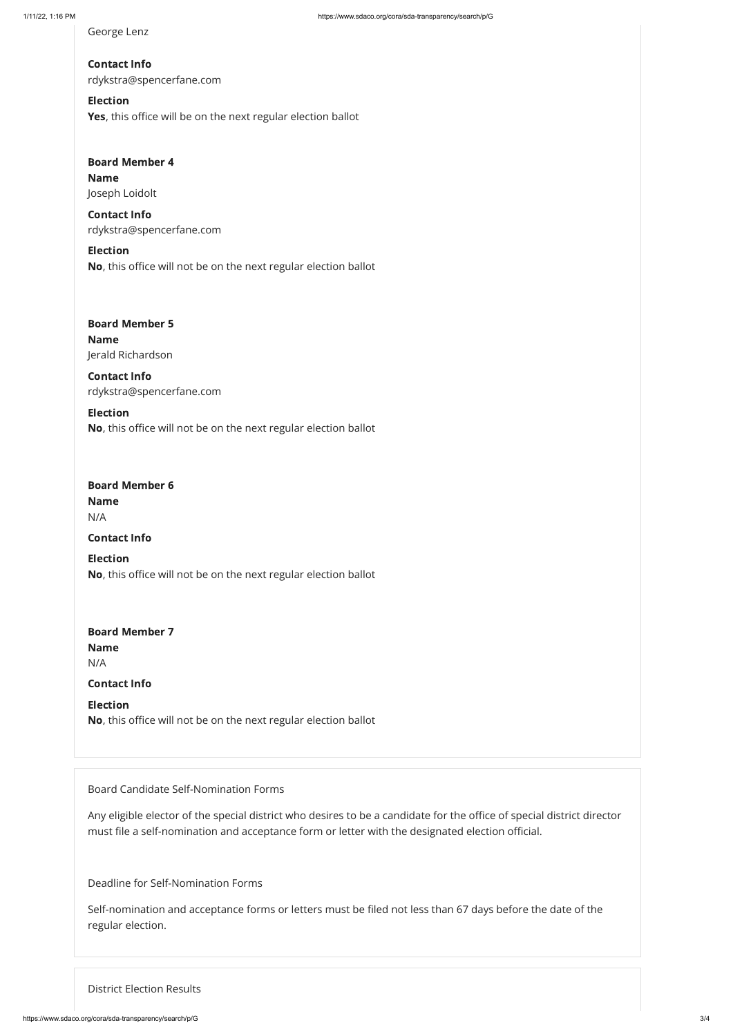George Lenz

**Contact Info**
rdykstra@spencerfane.com

**Election**
**Yes**, this office will be on the next regular election ballot

**Board Member 4**

**Name**
Joseph Loidolt

**Contact Info**
rdykstra@spencerfane.com

**Election**
**No**, this office will not be on the next regular election ballot

**Board Member 5**

**Name**
Jerald Richardson

**Contact Info**
rdykstra@spencerfane.com

**Election**
**No**, this office will not be on the next regular election ballot

**Board Member 6**

**Name**
N/A

**Contact Info**

**Election**
**No**, this office will not be on the next regular election ballot

**Board Member 7**

**Name**
N/A

**Contact Info**

**Election**
**No**, this office will not be on the next regular election ballot

Board Candidate Self-Nomination Forms

Any eligible elector of the special district who desires to be a candidate for the office of special district director must file a self-nomination and acceptance form or letter with the designated election official.

Deadline for Self-Nomination Forms

Self-nomination and acceptance forms or letters must be filed not less than 67 days before the date of the regular election.

District Election Results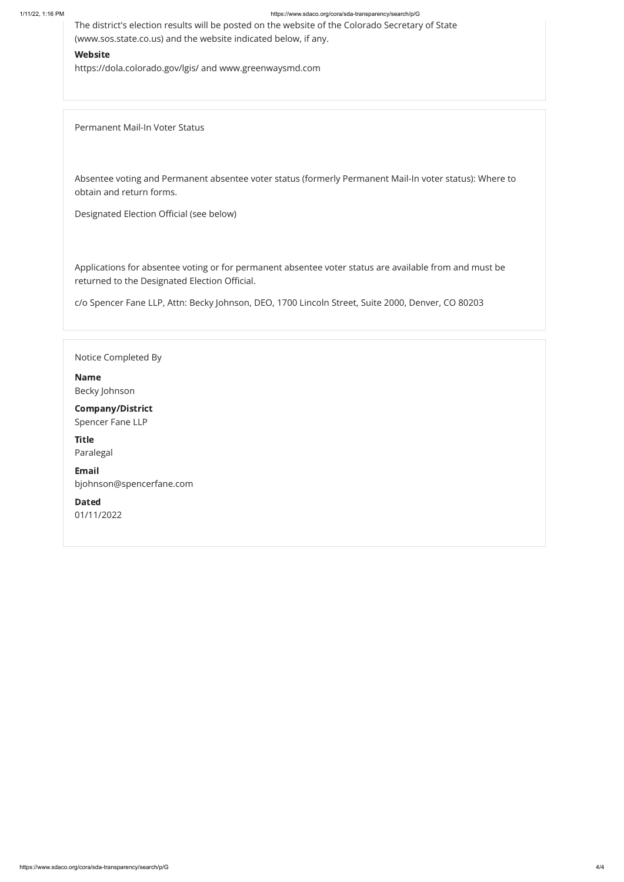The district's election results will be posted on the website of the Colorado Secretary of State (www.sos.state.co.us) and the website indicated below, if any.

**Website**

https://dola.colorado.gov/lgis/ and www.greenwaysmd.com

Permanent Mail-In Voter Status

Absentee voting and Permanent absentee voter status (formerly Permanent Mail-In voter status): Where to obtain and return forms.

Designated Election Official (see below)

Applications for absentee voting or for permanent absentee voter status are available from and must be returned to the Designated Election Official.

c/o Spencer Fane LLP, Attn: Becky Johnson, DEO, 1700 Lincoln Street, Suite 2000, Denver, CO 80203

Notice Completed By

**Name**

Becky Johnson

**Company/District**

Spencer Fane LLP

**Title**

Paralegal

**Email**

bjohnson@spencerfane.com

**Dated**

01/11/2022